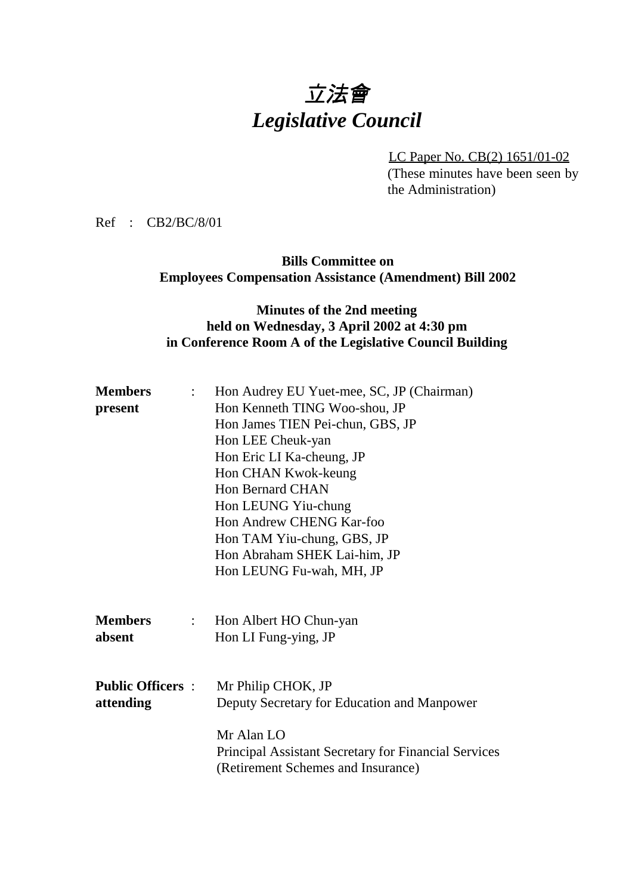# 立法會
# *Legislative Council*

LC Paper No. CB(2) 1651/01-02
(These minutes have been seen by the Administration)

Ref : CB2/BC/8/01

**Bills Committee on**
**Employees Compensation Assistance (Amendment) Bill 2002**

**Minutes of the 2nd meeting**
**held on Wednesday, 3 April 2002 at 4:30 pm**
**in Conference Room A of the Legislative Council Building**

**Members present** :
Hon Audrey EU Yuet-mee, SC, JP (Chairman)
Hon Kenneth TING Woo-shou, JP
Hon James TIEN Pei-chun, GBS, JP
Hon LEE Cheuk-yan
Hon Eric LI Ka-cheung, JP
Hon CHAN Kwok-keung
Hon Bernard CHAN
Hon LEUNG Yiu-chung
Hon Andrew CHENG Kar-foo
Hon TAM Yiu-chung, GBS, JP
Hon Abraham SHEK Lai-him, JP
Hon LEUNG Fu-wah, MH, JP

**Members absent** :
Hon Albert HO Chun-yan
Hon LI Fung-ying, JP

**Public Officers attending** :
Mr Philip CHOK, JP
Deputy Secretary for Education and Manpower

Mr Alan LO
Principal Assistant Secretary for Financial Services (Retirement Schemes and Insurance)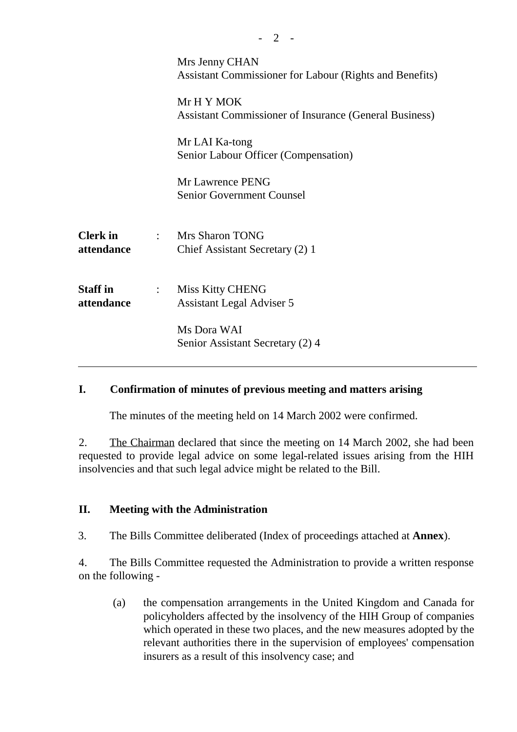Mrs Jenny CHAN
Assistant Commissioner for Labour (Rights and Benefits)

Mr H Y MOK
Assistant Commissioner of Insurance (General Business)

Mr LAI Ka-tong
Senior Labour Officer (Compensation)

Mr Lawrence PENG
Senior Government Counsel

**Clerk in attendance** : Mrs Sharon TONG
Chief Assistant Secretary (2) 1

**Staff in attendance** : Miss Kitty CHENG
Assistant Legal Adviser 5

Ms Dora WAI
Senior Assistant Secretary (2) 4

---

## I. Confirmation of minutes of previous meeting and matters arising

The minutes of the meeting held on 14 March 2002 were confirmed.

2. The Chairman declared that since the meeting on 14 March 2002, she had been requested to provide legal advice on some legal-related issues arising from the HIH insolvencies and that such legal advice might be related to the Bill.

## II. Meeting with the Administration

3. The Bills Committee deliberated (Index of proceedings attached at **Annex**).

4. The Bills Committee requested the Administration to provide a written response on the following -

(a) the compensation arrangements in the United Kingdom and Canada for policyholders affected by the insolvency of the HIH Group of companies which operated in these two places, and the new measures adopted by the relevant authorities there in the supervision of employees' compensation insurers as a result of this insolvency case; and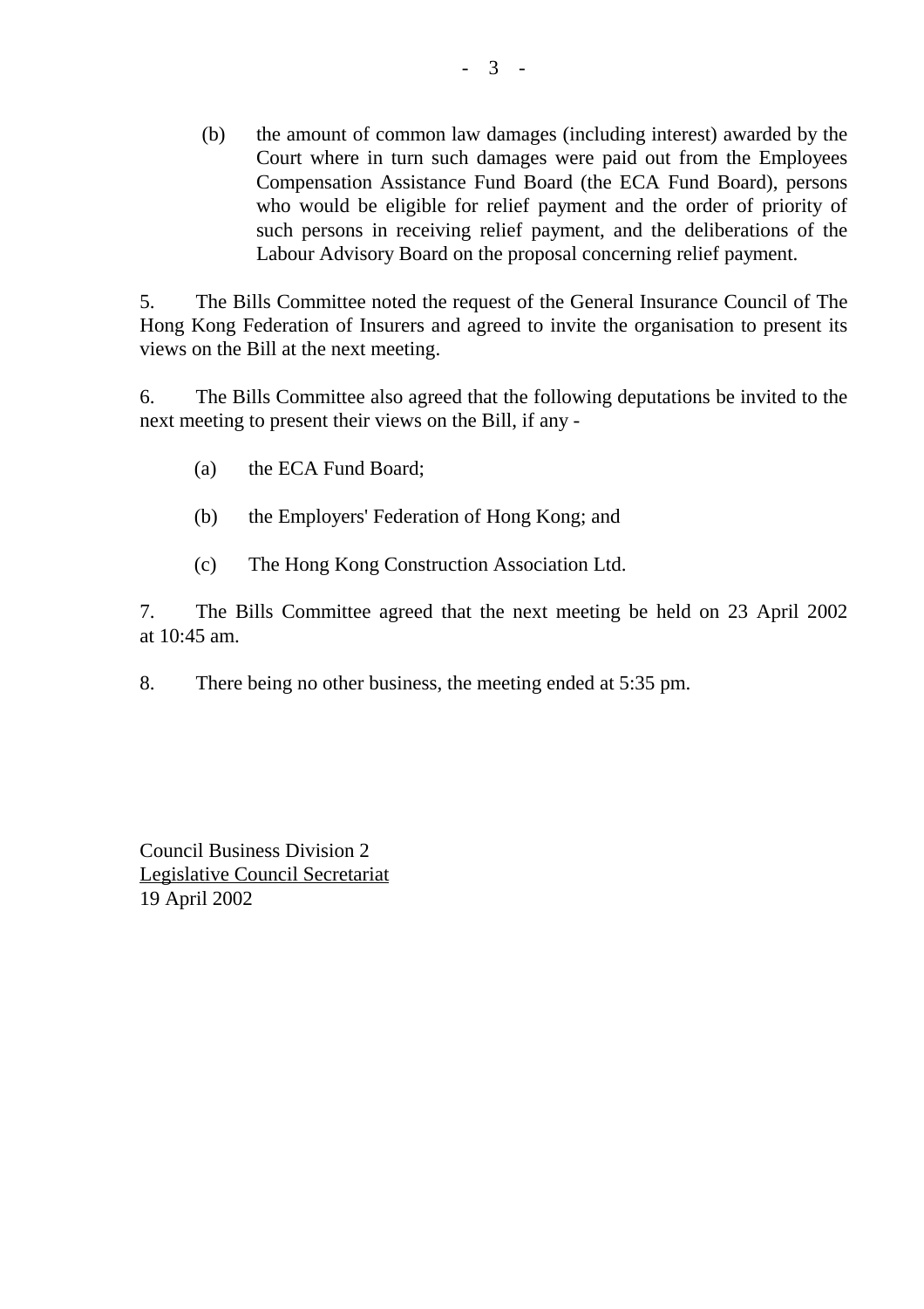(b) the amount of common law damages (including interest) awarded by the Court where in turn such damages were paid out from the Employees Compensation Assistance Fund Board (the ECA Fund Board), persons who would be eligible for relief payment and the order of priority of such persons in receiving relief payment, and the deliberations of the Labour Advisory Board on the proposal concerning relief payment.

5. The Bills Committee noted the request of the General Insurance Council of The Hong Kong Federation of Insurers and agreed to invite the organisation to present its views on the Bill at the next meeting.

6. The Bills Committee also agreed that the following deputations be invited to the next meeting to present their views on the Bill, if any -

(a) the ECA Fund Board;

(b) the Employers' Federation of Hong Kong; and

(c) The Hong Kong Construction Association Ltd.

7. The Bills Committee agreed that the next meeting be held on 23 April 2002 at 10:45 am.

8. There being no other business, the meeting ended at 5:35 pm.

Council Business Division 2
Legislative Council Secretariat
19 April 2002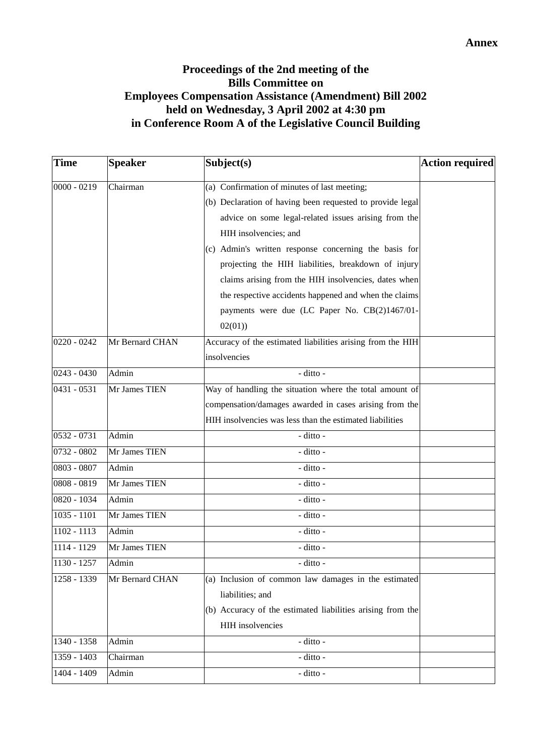**Annex**

**Proceedings of the 2nd meeting of the Bills Committee on Employees Compensation Assistance (Amendment) Bill 2002 held on Wednesday, 3 April 2002 at 4:30 pm in Conference Room A of the Legislative Council Building**

| Time | Speaker | Subject(s) | Action required |
|---|---|---|---|
| 0000 - 0219 | Chairman | (a) Confirmation of minutes of last meeting;<br>(b) Declaration of having been requested to provide legal advice on some legal-related issues arising from the HIH insolvencies; and<br>(c) Admin's written response concerning the basis for projecting the HIH liabilities, breakdown of injury claims arising from the HIH insolvencies, dates when the respective accidents happened and when the claims payments were due (LC Paper No. CB(2)1467/01-02(01)) | |
| 0220 - 0242 | Mr Bernard CHAN | Accuracy of the estimated liabilities arising from the HIH insolvencies | |
| 0243 - 0430 | Admin | - ditto - | |
| 0431 - 0531 | Mr James TIEN | Way of handling the situation where the total amount of compensation/damages awarded in cases arising from the HIH insolvencies was less than the estimated liabilities | |
| 0532 - 0731 | Admin | - ditto - | |
| 0732 - 0802 | Mr James TIEN | - ditto - | |
| 0803 - 0807 | Admin | - ditto - | |
| 0808 - 0819 | Mr James TIEN | - ditto - | |
| 0820 - 1034 | Admin | - ditto - | |
| 1035 - 1101 | Mr James TIEN | - ditto - | |
| 1102 - 1113 | Admin | - ditto - | |
| 1114 - 1129 | Mr James TIEN | - ditto - | |
| 1130 - 1257 | Admin | - ditto - | |
| 1258 - 1339 | Mr Bernard CHAN | (a) Inclusion of common law damages in the estimated liabilities; and<br>(b) Accuracy of the estimated liabilities arising from the HIH insolvencies | |
| 1340 - 1358 | Admin | - ditto - | |
| 1359 - 1403 | Chairman | - ditto - | |
| 1404 - 1409 | Admin | - ditto - | |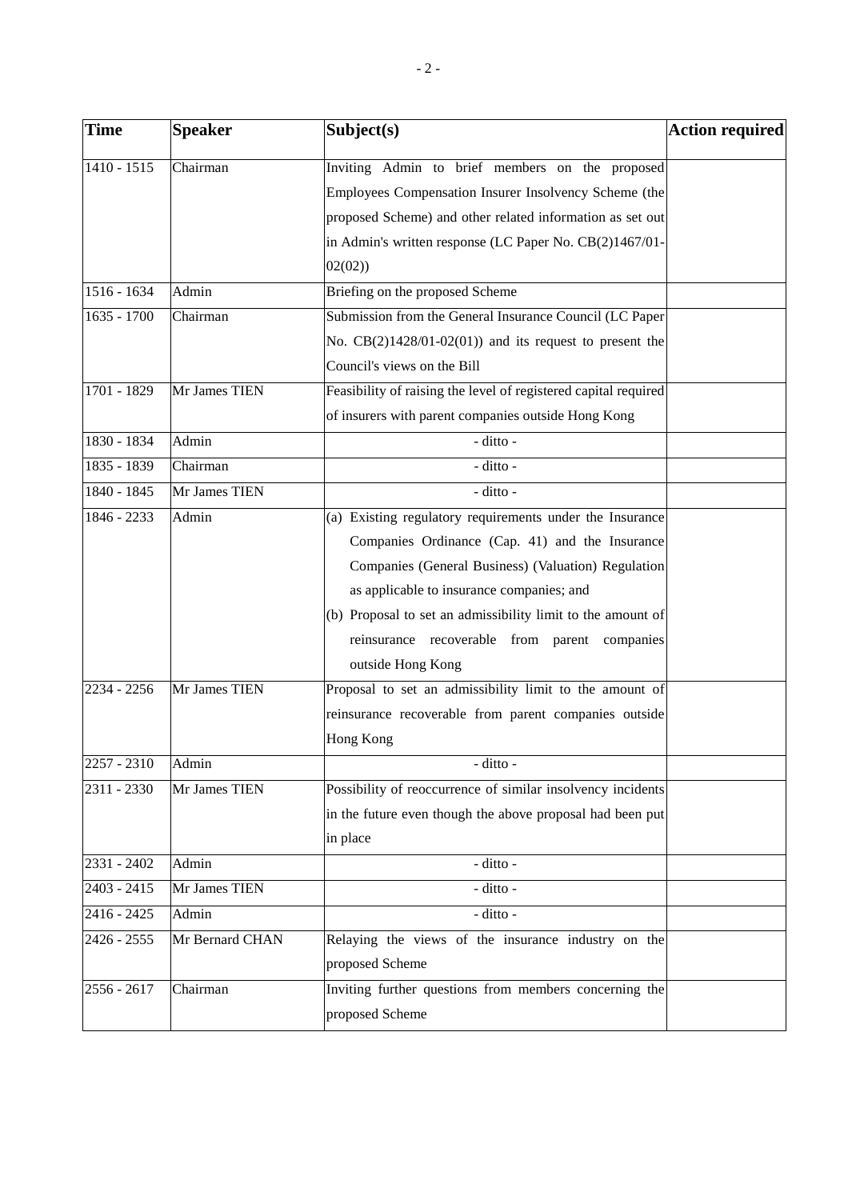| Time | Speaker | Subject(s) | Action required |
|---|---|---|---|
| 1410 - 1515 | Chairman | Inviting Admin to brief members on the proposed Employees Compensation Insurer Insolvency Scheme (the proposed Scheme) and other related information as set out in Admin's written response (LC Paper No. CB(2)1467/01-02(02)) | |
| 1516 - 1634 | Admin | Briefing on the proposed Scheme | |
| 1635 - 1700 | Chairman | Submission from the General Insurance Council (LC Paper No. CB(2)1428/01-02(01)) and its request to present the Council's views on the Bill | |
| 1701 - 1829 | Mr James TIEN | Feasibility of raising the level of registered capital required of insurers with parent companies outside Hong Kong | |
| 1830 - 1834 | Admin | - ditto - | |
| 1835 - 1839 | Chairman | - ditto - | |
| 1840 - 1845 | Mr James TIEN | - ditto - | |
| 1846 - 2233 | Admin | (a) Existing regulatory requirements under the Insurance Companies Ordinance (Cap. 41) and the Insurance Companies (General Business) (Valuation) Regulation as applicable to insurance companies; and<br>(b) Proposal to set an admissibility limit to the amount of reinsurance recoverable from parent companies outside Hong Kong | |
| 2234 - 2256 | Mr James TIEN | Proposal to set an admissibility limit to the amount of reinsurance recoverable from parent companies outside Hong Kong | |
| 2257 - 2310 | Admin | - ditto - | |
| 2311 - 2330 | Mr James TIEN | Possibility of reoccurrence of similar insolvency incidents in the future even though the above proposal had been put in place | |
| 2331 - 2402 | Admin | - ditto - | |
| 2403 - 2415 | Mr James TIEN | - ditto - | |
| 2416 - 2425 | Admin | - ditto - | |
| 2426 - 2555 | Mr Bernard CHAN | Relaying the views of the insurance industry on the proposed Scheme | |
| 2556 - 2617 | Chairman | Inviting further questions from members concerning the proposed Scheme | |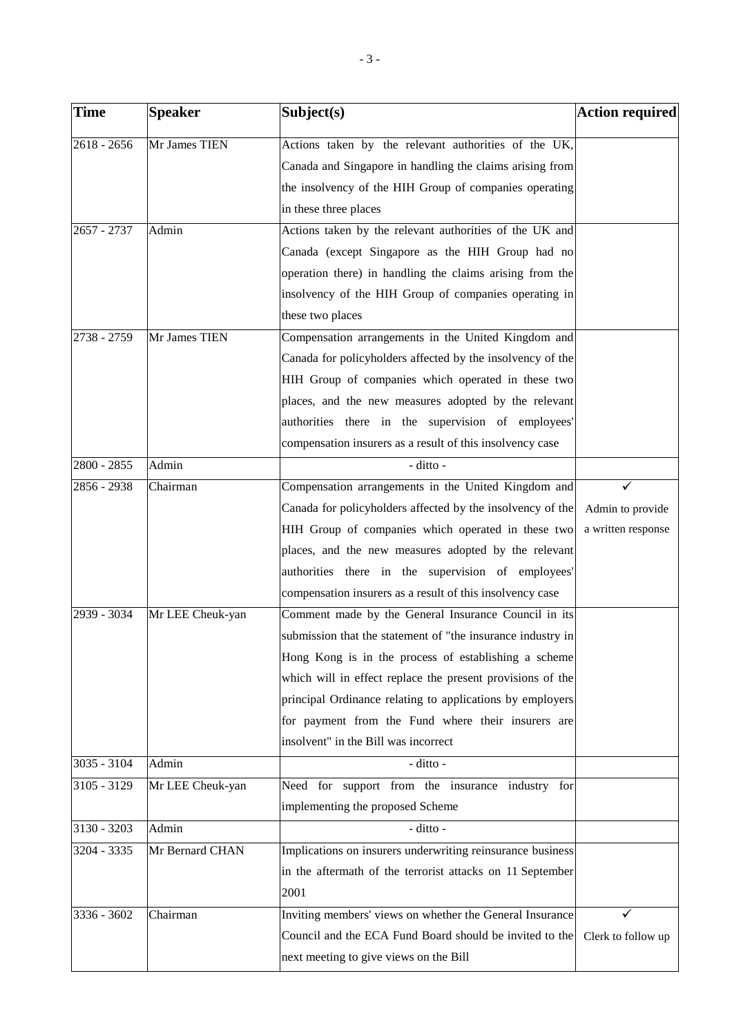| Time | Speaker | Subject(s) | Action required |
|---|---|---|---|
| 2618 - 2656 | Mr James TIEN | Actions taken by the relevant authorities of the UK, Canada and Singapore in handling the claims arising from the insolvency of the HIH Group of companies operating in these three places | |
| 2657 - 2737 | Admin | Actions taken by the relevant authorities of the UK and Canada (except Singapore as the HIH Group had no operation there) in handling the claims arising from the insolvency of the HIH Group of companies operating in these two places | |
| 2738 - 2759 | Mr James TIEN | Compensation arrangements in the United Kingdom and Canada for policyholders affected by the insolvency of the HIH Group of companies which operated in these two places, and the new measures adopted by the relevant authorities there in the supervision of employees' compensation insurers as a result of this insolvency case | |
| 2800 - 2855 | Admin | - ditto - | |
| 2856 - 2938 | Chairman | Compensation arrangements in the United Kingdom and Canada for policyholders affected by the insolvency of the HIH Group of companies which operated in these two places, and the new measures adopted by the relevant authorities there in the supervision of employees' compensation insurers as a result of this insolvency case | ✓ Admin to provide a written response |
| 2939 - 3034 | Mr LEE Cheuk-yan | Comment made by the General Insurance Council in its submission that the statement of "the insurance industry in Hong Kong is in the process of establishing a scheme which will in effect replace the present provisions of the principal Ordinance relating to applications by employers for payment from the Fund where their insurers are insolvent" in the Bill was incorrect | |
| 3035 - 3104 | Admin | - ditto - | |
| 3105 - 3129 | Mr LEE Cheuk-yan | Need for support from the insurance industry for implementing the proposed Scheme | |
| 3130 - 3203 | Admin | - ditto - | |
| 3204 - 3335 | Mr Bernard CHAN | Implications on insurers underwriting reinsurance business in the aftermath of the terrorist attacks on 11 September 2001 | |
| 3336 - 3602 | Chairman | Inviting members' views on whether the General Insurance Council and the ECA Fund Board should be invited to the next meeting to give views on the Bill | ✓ Clerk to follow up |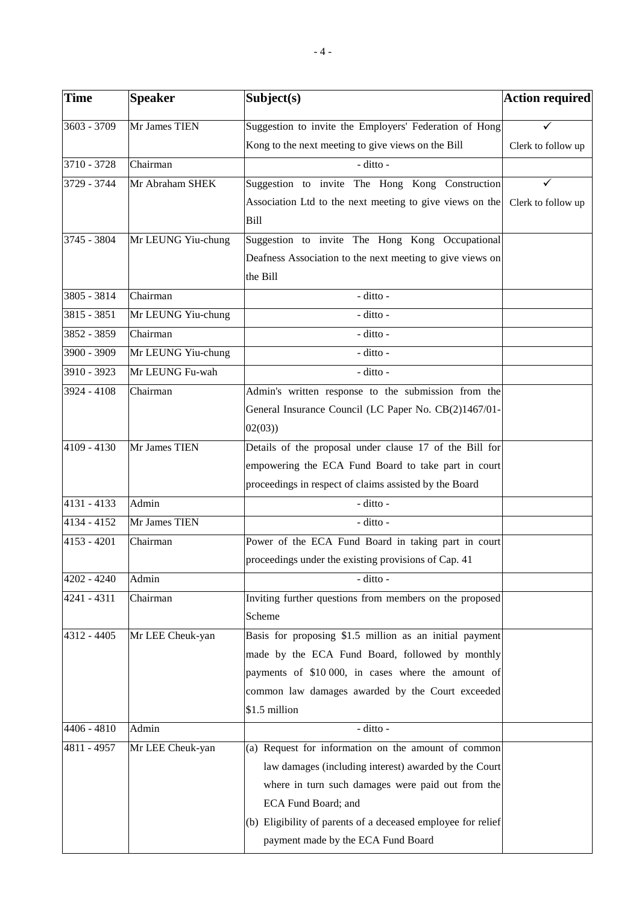| Time | Speaker | Subject(s) | Action required |
| --- | --- | --- | --- |
| 3603 - 3709 | Mr James TIEN | Suggestion to invite the Employers' Federation of Hong Kong to the next meeting to give views on the Bill | ✓ Clerk to follow up |
| 3710 - 3728 | Chairman | - ditto - | |
| 3729 - 3744 | Mr Abraham SHEK | Suggestion to invite The Hong Kong Construction Association Ltd to the next meeting to give views on the Bill | ✓ Clerk to follow up |
| 3745 - 3804 | Mr LEUNG Yiu-chung | Suggestion to invite The Hong Kong Occupational Deafness Association to the next meeting to give views on the Bill | |
| 3805 - 3814 | Chairman | - ditto - | |
| 3815 - 3851 | Mr LEUNG Yiu-chung | - ditto - | |
| 3852 - 3859 | Chairman | - ditto - | |
| 3900 - 3909 | Mr LEUNG Yiu-chung | - ditto - | |
| 3910 - 3923 | Mr LEUNG Fu-wah | - ditto - | |
| 3924 - 4108 | Chairman | Admin's written response to the submission from the General Insurance Council (LC Paper No. CB(2)1467/01-02(03)) | |
| 4109 - 4130 | Mr James TIEN | Details of the proposal under clause 17 of the Bill for empowering the ECA Fund Board to take part in court proceedings in respect of claims assisted by the Board | |
| 4131 - 4133 | Admin | - ditto - | |
| 4134 - 4152 | Mr James TIEN | - ditto - | |
| 4153 - 4201 | Chairman | Power of the ECA Fund Board in taking part in court proceedings under the existing provisions of Cap. 41 | |
| 4202 - 4240 | Admin | - ditto - | |
| 4241 - 4311 | Chairman | Inviting further questions from members on the proposed Scheme | |
| 4312 - 4405 | Mr LEE Cheuk-yan | Basis for proposing $1.5 million as an initial payment made by the ECA Fund Board, followed by monthly payments of $10 000, in cases where the amount of common law damages awarded by the Court exceeded $1.5 million | |
| 4406 - 4810 | Admin | - ditto - | |
| 4811 - 4957 | Mr LEE Cheuk-yan | (a) Request for information on the amount of common law damages (including interest) awarded by the Court where in turn such damages were paid out from the ECA Fund Board; and (b) Eligibility of parents of a deceased employee for relief payment made by the ECA Fund Board | |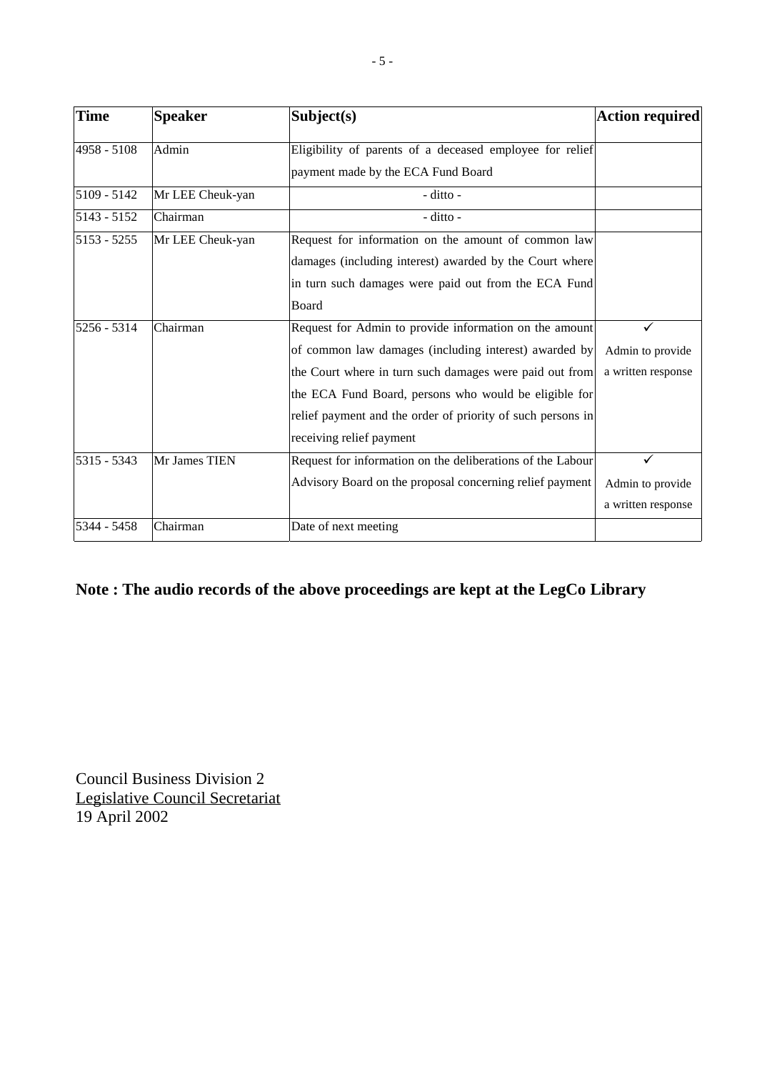| Time | Speaker | Subject(s) | Action required |
|---|---|---|---|
| 4958 - 5108 | Admin | Eligibility of parents of a deceased employee for relief payment made by the ECA Fund Board | |
| 5109 - 5142 | Mr LEE Cheuk-yan | - ditto - | |
| 5143 - 5152 | Chairman | - ditto - | |
| 5153 - 5255 | Mr LEE Cheuk-yan | Request for information on the amount of common law damages (including interest) awarded by the Court where in turn such damages were paid out from the ECA Fund Board | |
| 5256 - 5314 | Chairman | Request for Admin to provide information on the amount of common law damages (including interest) awarded by the Court where in turn such damages were paid out from the ECA Fund Board, persons who would be eligible for relief payment and the order of priority of such persons in receiving relief payment | ✓ Admin to provide a written response |
| 5315 - 5343 | Mr James TIEN | Request for information on the deliberations of the Labour Advisory Board on the proposal concerning relief payment | ✓ Admin to provide a written response |
| 5344 - 5458 | Chairman | Date of next meeting | |

**Note : The audio records of the above proceedings are kept at the LegCo Library**

Council Business Division 2
Legislative Council Secretariat
19 April 2002